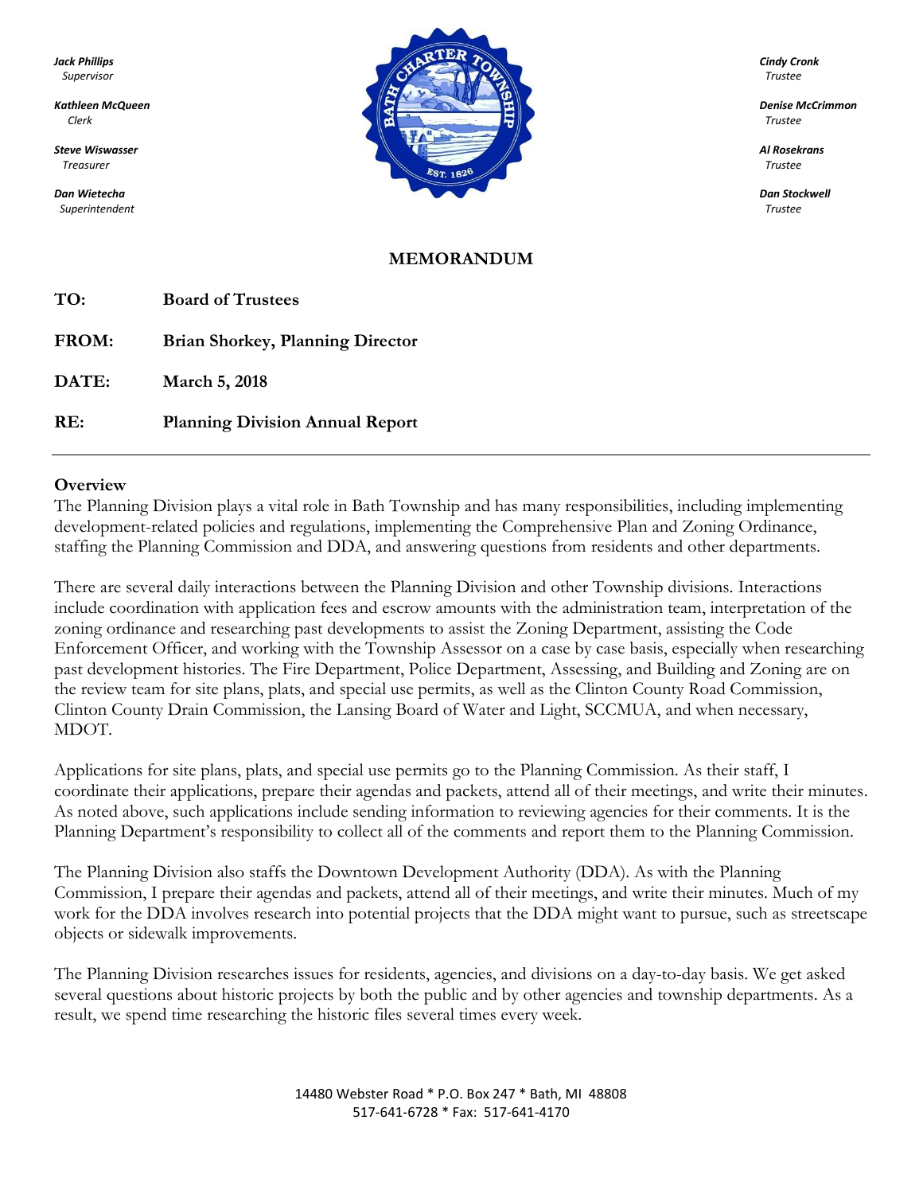**Jack Phillips**
*Supervisor*

**Kathleen McQueen**
*Clerk*

**Steve Wiswasser**
*Treasurer*

**Dan Wietecha**
*Superintendent*

**Cindy Cronk**
*Trustee*

**Denise McCrimmon**
*Trustee*

**Al Rosekrans**
*Trustee*

**Dan Stockwell**
*Trustee*

# MEMORANDUM

**TO:** **Board of Trustees**

**FROM:** **Brian Shorkey, Planning Director**

**DATE:** **March 5, 2018**

**RE:** **Planning Division Annual Report**

---

## Overview

The Planning Division plays a vital role in Bath Township and has many responsibilities, including implementing development-related policies and regulations, implementing the Comprehensive Plan and Zoning Ordinance, staffing the Planning Commission and DDA, and answering questions from residents and other departments.

There are several daily interactions between the Planning Division and other Township divisions. Interactions include coordination with application fees and escrow amounts with the administration team, interpretation of the zoning ordinance and researching past developments to assist the Zoning Department, assisting the Code Enforcement Officer, and working with the Township Assessor on a case by case basis, especially when researching past development histories. The Fire Department, Police Department, Assessing, and Building and Zoning are on the review team for site plans, plats, and special use permits, as well as the Clinton County Road Commission, Clinton County Drain Commission, the Lansing Board of Water and Light, SCCMUA, and when necessary, MDOT.

Applications for site plans, plats, and special use permits go to the Planning Commission. As their staff, I coordinate their applications, prepare their agendas and packets, attend all of their meetings, and write their minutes. As noted above, such applications include sending information to reviewing agencies for their comments. It is the Planning Department's responsibility to collect all of the comments and report them to the Planning Commission.

The Planning Division also staffs the Downtown Development Authority (DDA). As with the Planning Commission, I prepare their agendas and packets, attend all of their meetings, and write their minutes. Much of my work for the DDA involves research into potential projects that the DDA might want to pursue, such as streetscape objects or sidewalk improvements.

The Planning Division researches issues for residents, agencies, and divisions on a day-to-day basis. We get asked several questions about historic projects by both the public and by other agencies and township departments. As a result, we spend time researching the historic files several times every week.

14480 Webster Road * P.O. Box 247 * Bath, MI 48808
517-641-6728 * Fax: 517-641-4170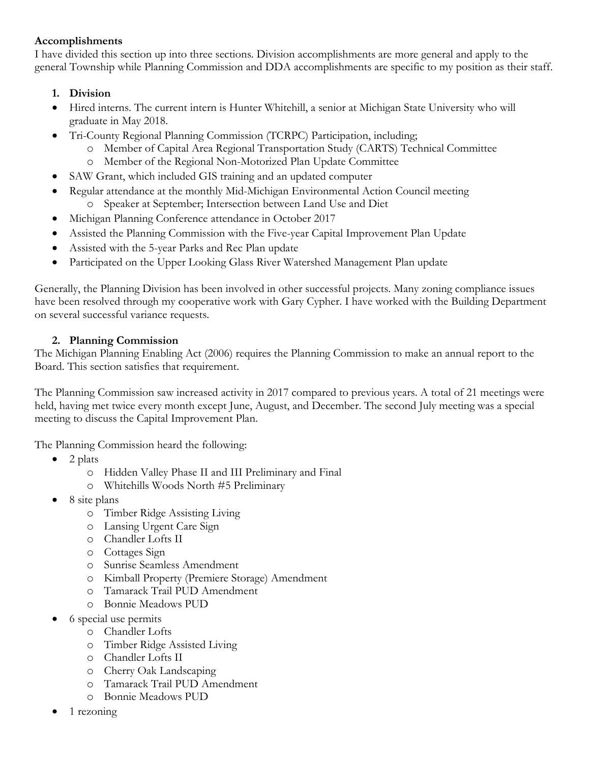**Accomplishments**

I have divided this section up into three sections. Division accomplishments are more general and apply to the general Township while Planning Commission and DDA accomplishments are specific to my position as their staff.

1. **Division**

- Hired interns. The current intern is Hunter Whitehill, a senior at Michigan State University who will graduate in May 2018.
- Tri-County Regional Planning Commission (TCRPC) Participation, including;
  - Member of Capital Area Regional Transportation Study (CARTS) Technical Committee
  - Member of the Regional Non-Motorized Plan Update Committee
- SAW Grant, which included GIS training and an updated computer
- Regular attendance at the monthly Mid-Michigan Environmental Action Council meeting
  - Speaker at September; Intersection between Land Use and Diet
- Michigan Planning Conference attendance in October 2017
- Assisted the Planning Commission with the Five-year Capital Improvement Plan Update
- Assisted with the 5-year Parks and Rec Plan update
- Participated on the Upper Looking Glass River Watershed Management Plan update

Generally, the Planning Division has been involved in other successful projects. Many zoning compliance issues have been resolved through my cooperative work with Gary Cypher. I have worked with the Building Department on several successful variance requests.

2. **Planning Commission**

The Michigan Planning Enabling Act (2006) requires the Planning Commission to make an annual report to the Board. This section satisfies that requirement.

The Planning Commission saw increased activity in 2017 compared to previous years. A total of 21 meetings were held, having met twice every month except June, August, and December. The second July meeting was a special meeting to discuss the Capital Improvement Plan.

The Planning Commission heard the following:

- 2 plats
  - Hidden Valley Phase II and III Preliminary and Final
  - Whitehills Woods North #5 Preliminary
- 8 site plans
  - Timber Ridge Assisting Living
  - Lansing Urgent Care Sign
  - Chandler Lofts II
  - Cottages Sign
  - Sunrise Seamless Amendment
  - Kimball Property (Premiere Storage) Amendment
  - Tamarack Trail PUD Amendment
  - Bonnie Meadows PUD
- 6 special use permits
  - Chandler Lofts
  - Timber Ridge Assisted Living
  - Chandler Lofts II
  - Cherry Oak Landscaping
  - Tamarack Trail PUD Amendment
  - Bonnie Meadows PUD
- 1 rezoning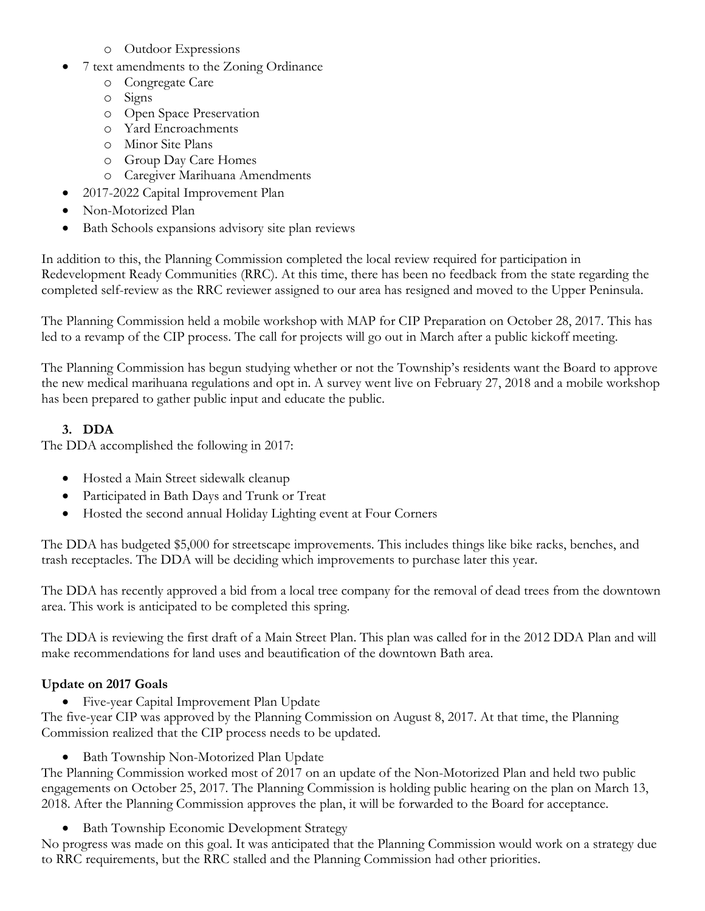- Outdoor Expressions
- 7 text amendments to the Zoning Ordinance
  - Congregate Care
  - Signs
  - Open Space Preservation
  - Yard Encroachments
  - Minor Site Plans
  - Group Day Care Homes
  - Caregiver Marihuana Amendments
- 2017-2022 Capital Improvement Plan
- Non-Motorized Plan
- Bath Schools expansions advisory site plan reviews

In addition to this, the Planning Commission completed the local review required for participation in Redevelopment Ready Communities (RRC). At this time, there has been no feedback from the state regarding the completed self-review as the RRC reviewer assigned to our area has resigned and moved to the Upper Peninsula.

The Planning Commission held a mobile workshop with MAP for CIP Preparation on October 28, 2017. This has led to a revamp of the CIP process. The call for projects will go out in March after a public kickoff meeting.

The Planning Commission has begun studying whether or not the Township's residents want the Board to approve the new medical marihuana regulations and opt in. A survey went live on February 27, 2018 and a mobile workshop has been prepared to gather public input and educate the public.

### 3. DDA

The DDA accomplished the following in 2017:

- Hosted a Main Street sidewalk cleanup
- Participated in Bath Days and Trunk or Treat
- Hosted the second annual Holiday Lighting event at Four Corners

The DDA has budgeted $5,000 for streetscape improvements. This includes things like bike racks, benches, and trash receptacles. The DDA will be deciding which improvements to purchase later this year.

The DDA has recently approved a bid from a local tree company for the removal of dead trees from the downtown area. This work is anticipated to be completed this spring.

The DDA is reviewing the first draft of a Main Street Plan. This plan was called for in the 2012 DDA Plan and will make recommendations for land uses and beautification of the downtown Bath area.

**Update on 2017 Goals**

- Five-year Capital Improvement Plan Update

The five-year CIP was approved by the Planning Commission on August 8, 2017. At that time, the Planning Commission realized that the CIP process needs to be updated.

- Bath Township Non-Motorized Plan Update

The Planning Commission worked most of 2017 on an update of the Non-Motorized Plan and held two public engagements on October 25, 2017. The Planning Commission is holding public hearing on the plan on March 13, 2018. After the Planning Commission approves the plan, it will be forwarded to the Board for acceptance.

- Bath Township Economic Development Strategy

No progress was made on this goal. It was anticipated that the Planning Commission would work on a strategy due to RRC requirements, but the RRC stalled and the Planning Commission had other priorities.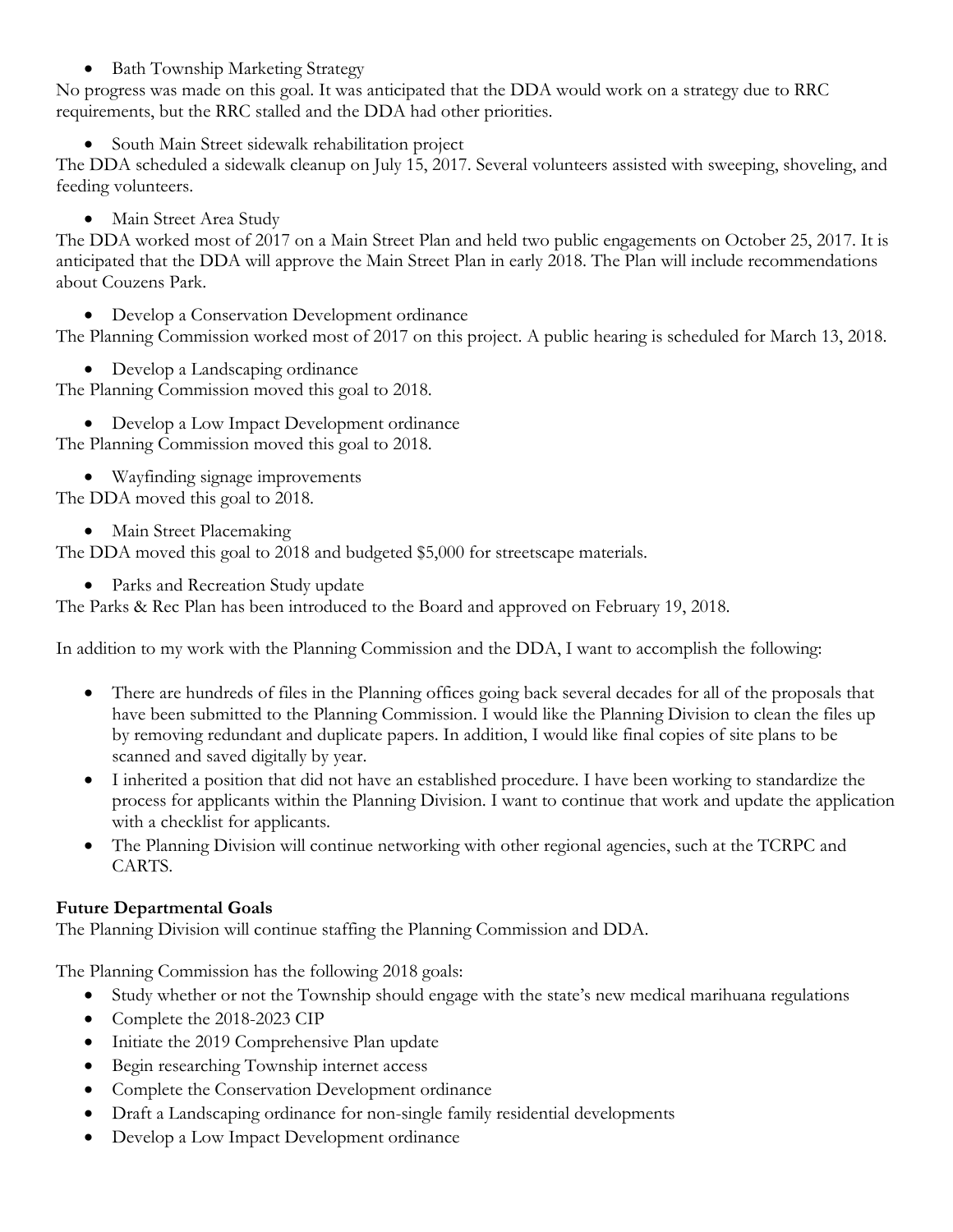- Bath Township Marketing Strategy

No progress was made on this goal. It was anticipated that the DDA would work on a strategy due to RRC requirements, but the RRC stalled and the DDA had other priorities.

- South Main Street sidewalk rehabilitation project

The DDA scheduled a sidewalk cleanup on July 15, 2017. Several volunteers assisted with sweeping, shoveling, and feeding volunteers.

- Main Street Area Study

The DDA worked most of 2017 on a Main Street Plan and held two public engagements on October 25, 2017. It is anticipated that the DDA will approve the Main Street Plan in early 2018. The Plan will include recommendations about Couzens Park.

- Develop a Conservation Development ordinance

The Planning Commission worked most of 2017 on this project. A public hearing is scheduled for March 13, 2018.

- Develop a Landscaping ordinance

The Planning Commission moved this goal to 2018.

- Develop a Low Impact Development ordinance

The Planning Commission moved this goal to 2018.

- Wayfinding signage improvements

The DDA moved this goal to 2018.

- Main Street Placemaking

The DDA moved this goal to 2018 and budgeted $5,000 for streetscape materials.

- Parks and Recreation Study update

The Parks & Rec Plan has been introduced to the Board and approved on February 19, 2018.

In addition to my work with the Planning Commission and the DDA, I want to accomplish the following:

- There are hundreds of files in the Planning offices going back several decades for all of the proposals that have been submitted to the Planning Commission. I would like the Planning Division to clean the files up by removing redundant and duplicate papers. In addition, I would like final copies of site plans to be scanned and saved digitally by year.
- I inherited a position that did not have an established procedure. I have been working to standardize the process for applicants within the Planning Division. I want to continue that work and update the application with a checklist for applicants.
- The Planning Division will continue networking with other regional agencies, such at the TCRPC and CARTS.

**Future Departmental Goals**

The Planning Division will continue staffing the Planning Commission and DDA.

The Planning Commission has the following 2018 goals:

- Study whether or not the Township should engage with the state's new medical marihuana regulations
- Complete the 2018-2023 CIP
- Initiate the 2019 Comprehensive Plan update
- Begin researching Township internet access
- Complete the Conservation Development ordinance
- Draft a Landscaping ordinance for non-single family residential developments
- Develop a Low Impact Development ordinance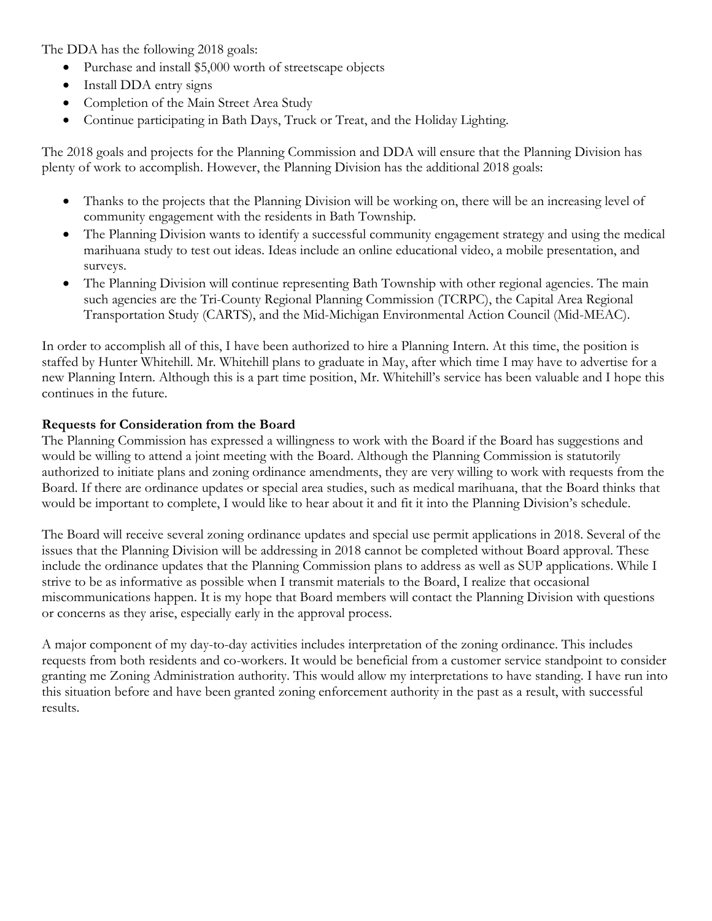The DDA has the following 2018 goals:

- Purchase and install $5,000 worth of streetscape objects
- Install DDA entry signs
- Completion of the Main Street Area Study
- Continue participating in Bath Days, Truck or Treat, and the Holiday Lighting.

The 2018 goals and projects for the Planning Commission and DDA will ensure that the Planning Division has plenty of work to accomplish. However, the Planning Division has the additional 2018 goals:

- Thanks to the projects that the Planning Division will be working on, there will be an increasing level of community engagement with the residents in Bath Township.
- The Planning Division wants to identify a successful community engagement strategy and using the medical marihuana study to test out ideas. Ideas include an online educational video, a mobile presentation, and surveys.
- The Planning Division will continue representing Bath Township with other regional agencies. The main such agencies are the Tri-County Regional Planning Commission (TCRPC), the Capital Area Regional Transportation Study (CARTS), and the Mid-Michigan Environmental Action Council (Mid-MEAC).

In order to accomplish all of this, I have been authorized to hire a Planning Intern. At this time, the position is staffed by Hunter Whitehill. Mr. Whitehill plans to graduate in May, after which time I may have to advertise for a new Planning Intern. Although this is a part time position, Mr. Whitehill's service has been valuable and I hope this continues in the future.

**Requests for Consideration from the Board**

The Planning Commission has expressed a willingness to work with the Board if the Board has suggestions and would be willing to attend a joint meeting with the Board. Although the Planning Commission is statutorily authorized to initiate plans and zoning ordinance amendments, they are very willing to work with requests from the Board. If there are ordinance updates or special area studies, such as medical marihuana, that the Board thinks that would be important to complete, I would like to hear about it and fit it into the Planning Division's schedule.

The Board will receive several zoning ordinance updates and special use permit applications in 2018. Several of the issues that the Planning Division will be addressing in 2018 cannot be completed without Board approval. These include the ordinance updates that the Planning Commission plans to address as well as SUP applications. While I strive to be as informative as possible when I transmit materials to the Board, I realize that occasional miscommunications happen. It is my hope that Board members will contact the Planning Division with questions or concerns as they arise, especially early in the approval process.

A major component of my day-to-day activities includes interpretation of the zoning ordinance. This includes requests from both residents and co-workers. It would be beneficial from a customer service standpoint to consider granting me Zoning Administration authority. This would allow my interpretations to have standing. I have run into this situation before and have been granted zoning enforcement authority in the past as a result, with successful results.